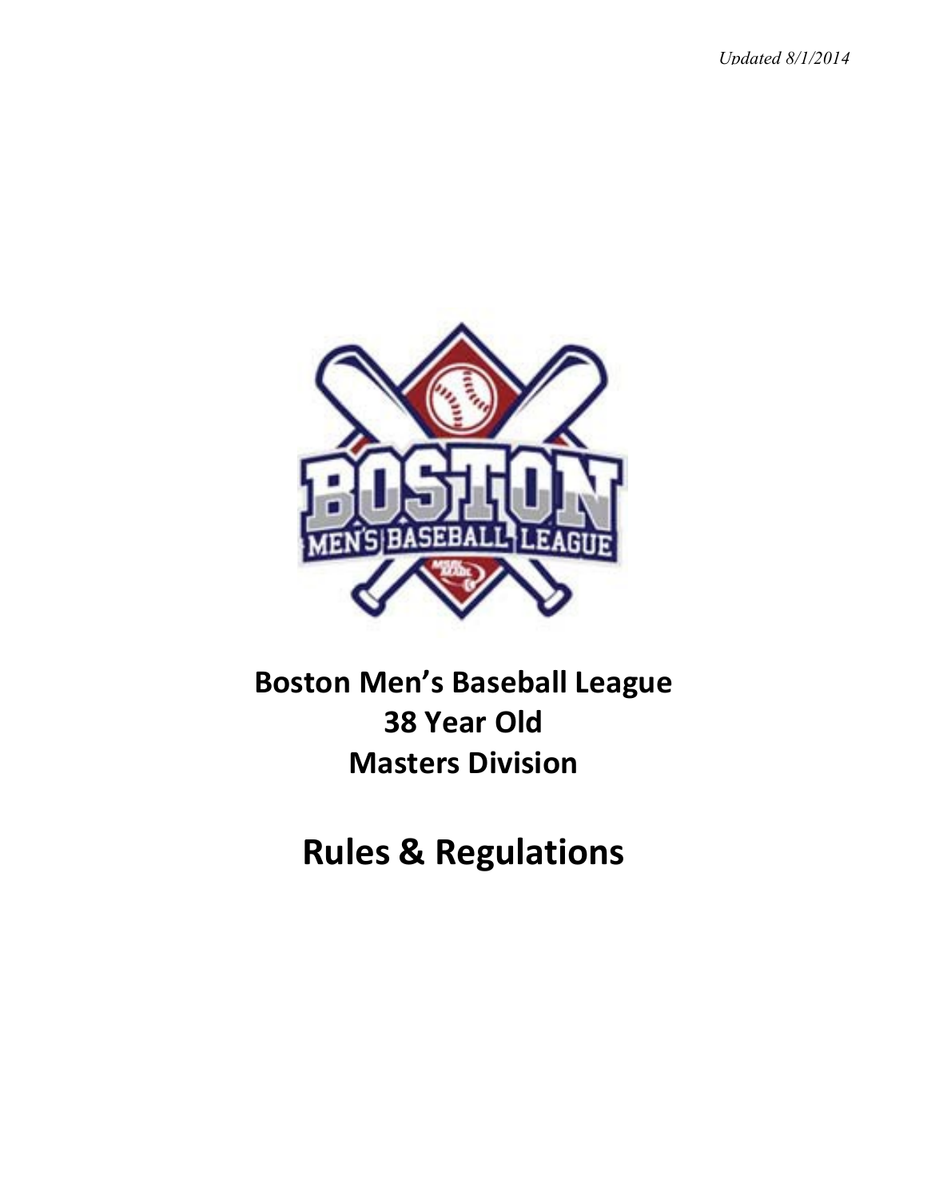*Updated 8/1/2014*

# Boston Men's Baseball League
# 38 Year Old
# Masters Division

# Rules & Regulations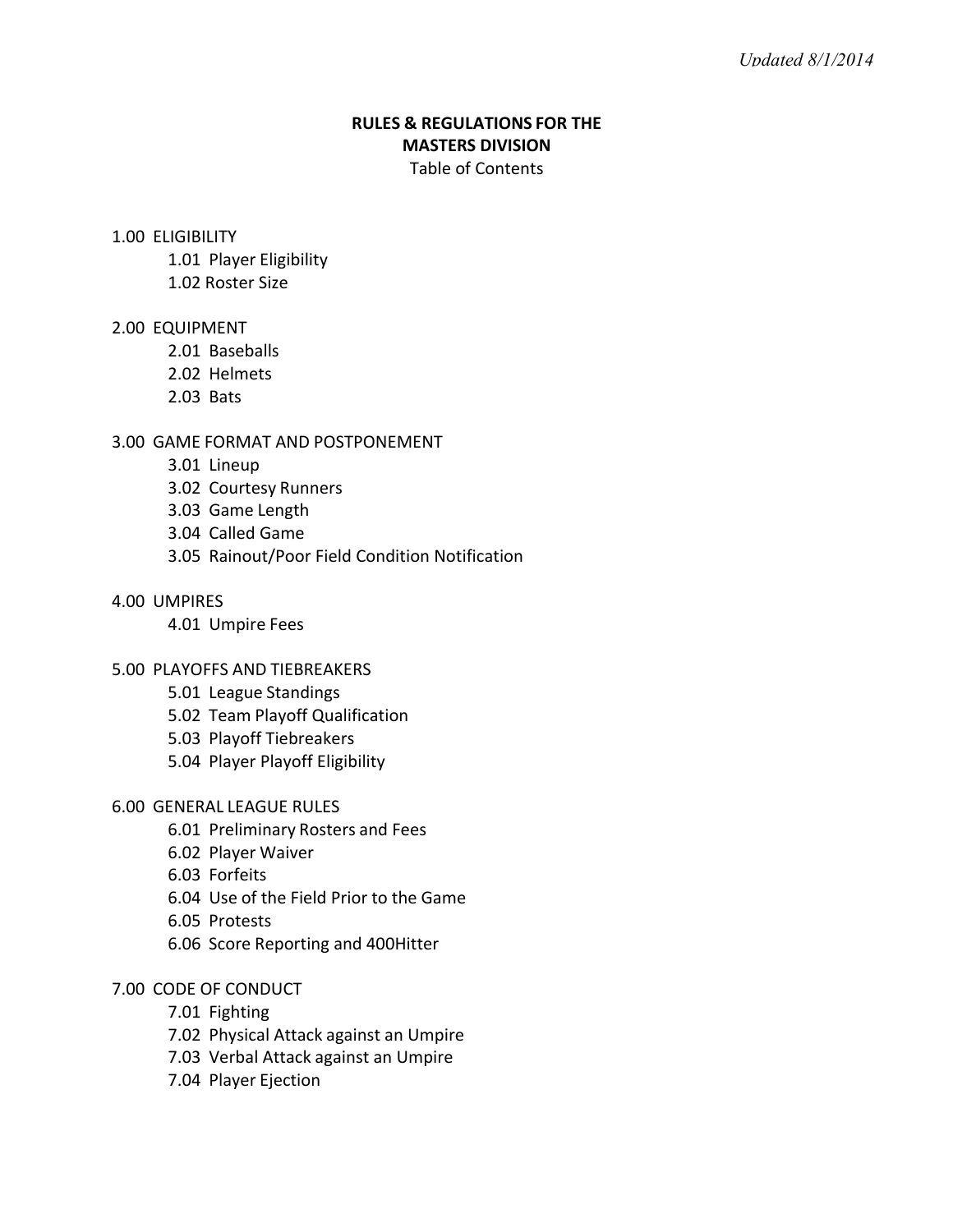*Updated 8/1/2014*

**RULES & REGULATIONS FOR THE MASTERS DIVISION**

Table of Contents

1.00 ELIGIBILITY
- 1.01 Player Eligibility
- 1.02 Roster Size

2.00 EQUIPMENT
- 2.01 Baseballs
- 2.02 Helmets
- 2.03 Bats

3.00 GAME FORMAT AND POSTPONEMENT
- 3.01 Lineup
- 3.02 Courtesy Runners
- 3.03 Game Length
- 3.04 Called Game
- 3.05 Rainout/Poor Field Condition Notification

4.00 UMPIRES
- 4.01 Umpire Fees

5.00 PLAYOFFS AND TIEBREAKERS
- 5.01 League Standings
- 5.02 Team Playoff Qualification
- 5.03 Playoff Tiebreakers
- 5.04 Player Playoff Eligibility

6.00 GENERAL LEAGUE RULES
- 6.01 Preliminary Rosters and Fees
- 6.02 Player Waiver
- 6.03 Forfeits
- 6.04 Use of the Field Prior to the Game
- 6.05 Protests
- 6.06 Score Reporting and 400Hitter

7.00 CODE OF CONDUCT
- 7.01 Fighting
- 7.02 Physical Attack against an Umpire
- 7.03 Verbal Attack against an Umpire
- 7.04 Player Ejection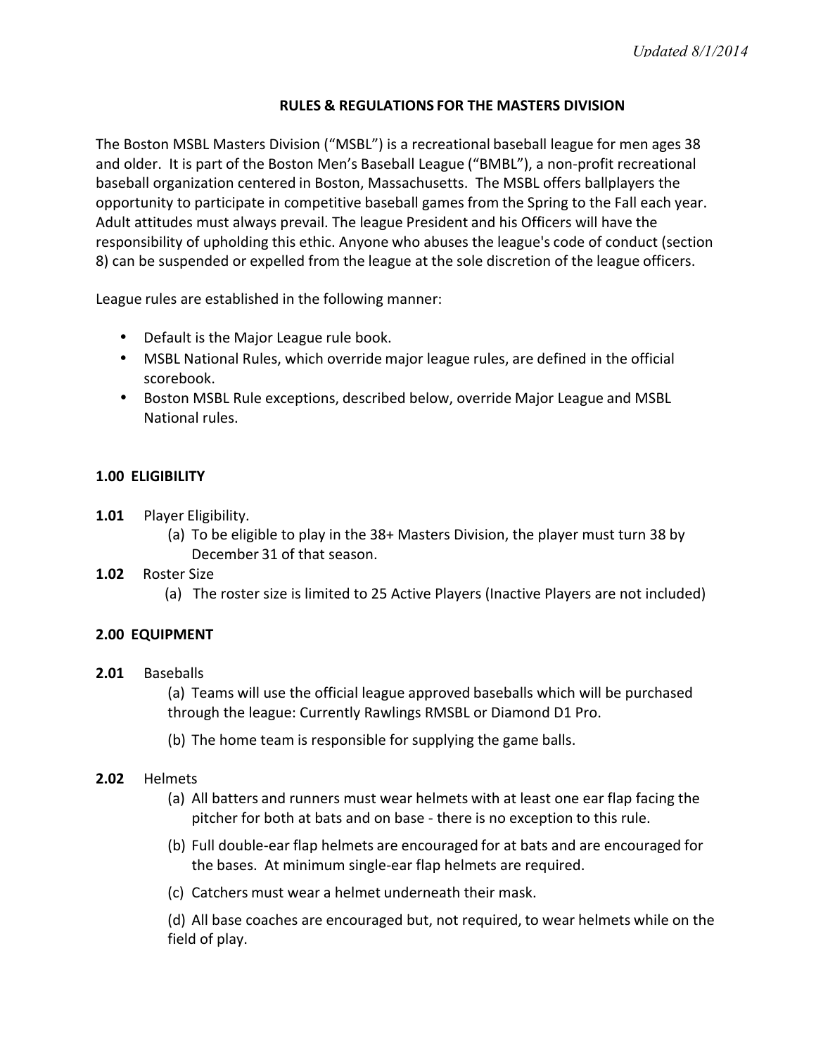*Updated 8/1/2014*

# RULES & REGULATIONS FOR THE MASTERS DIVISION

The Boston MSBL Masters Division ("MSBL") is a recreational baseball league for men ages 38 and older. It is part of the Boston Men's Baseball League ("BMBL"), a non-profit recreational baseball organization centered in Boston, Massachusetts. The MSBL offers ballplayers the opportunity to participate in competitive baseball games from the Spring to the Fall each year. Adult attitudes must always prevail. The league President and his Officers will have the responsibility of upholding this ethic. Anyone who abuses the league's code of conduct (section 8) can be suspended or expelled from the league at the sole discretion of the league officers.

League rules are established in the following manner:

- Default is the Major League rule book.
- MSBL National Rules, which override major league rules, are defined in the official scorebook.
- Boston MSBL Rule exceptions, described below, override Major League and MSBL National rules.

## 1.00 ELIGIBILITY

**1.01** Player Eligibility.

(a) To be eligible to play in the 38+ Masters Division, the player must turn 38 by December 31 of that season.

**1.02** Roster Size

(a) The roster size is limited to 25 Active Players (Inactive Players are not included)

## 2.00 EQUIPMENT

**2.01** Baseballs

(a) Teams will use the official league approved baseballs which will be purchased through the league: Currently Rawlings RMSBL or Diamond D1 Pro.

(b) The home team is responsible for supplying the game balls.

**2.02** Helmets

(a) All batters and runners must wear helmets with at least one ear flap facing the pitcher for both at bats and on base - there is no exception to this rule.

(b) Full double-ear flap helmets are encouraged for at bats and are encouraged for the bases. At minimum single-ear flap helmets are required.

(c) Catchers must wear a helmet underneath their mask.

(d) All base coaches are encouraged but, not required, to wear helmets while on the field of play.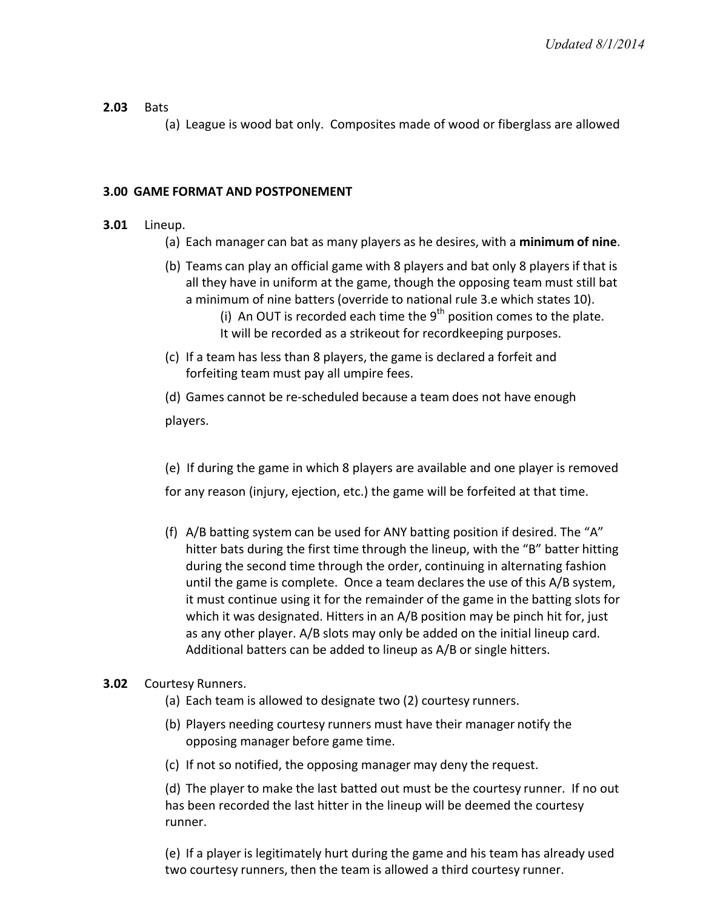**2.03** Bats

(a) League is wood bat only. Composites made of wood or fiberglass are allowed

**3.00 GAME FORMAT AND POSTPONEMENT**

**3.01** Lineup.

(a) Each manager can bat as many players as he desires, with a **minimum of nine**.

(b) Teams can play an official game with 8 players and bat only 8 players if that is all they have in uniform at the game, though the opposing team must still bat a minimum of nine batters (override to national rule 3.e which states 10).

(i) An OUT is recorded each time the 9th position comes to the plate. It will be recorded as a strikeout for recordkeeping purposes.

(c) If a team has less than 8 players, the game is declared a forfeit and forfeiting team must pay all umpire fees.

(d) Games cannot be re-scheduled because a team does not have enough players.

(e) If during the game in which 8 players are available and one player is removed for any reason (injury, ejection, etc.) the game will be forfeited at that time.

(f) A/B batting system can be used for ANY batting position if desired. The "A" hitter bats during the first time through the lineup, with the "B" batter hitting during the second time through the order, continuing in alternating fashion until the game is complete. Once a team declares the use of this A/B system, it must continue using it for the remainder of the game in the batting slots for which it was designated. Hitters in an A/B position may be pinch hit for, just as any other player. A/B slots may only be added on the initial lineup card. Additional batters can be added to lineup as A/B or single hitters.

**3.02** Courtesy Runners.

(a) Each team is allowed to designate two (2) courtesy runners.

(b) Players needing courtesy runners must have their manager notify the opposing manager before game time.

(c) If not so notified, the opposing manager may deny the request.

(d) The player to make the last batted out must be the courtesy runner. If no out has been recorded the last hitter in the lineup will be deemed the courtesy runner.

(e) If a player is legitimately hurt during the game and his team has already used two courtesy runners, then the team is allowed a third courtesy runner.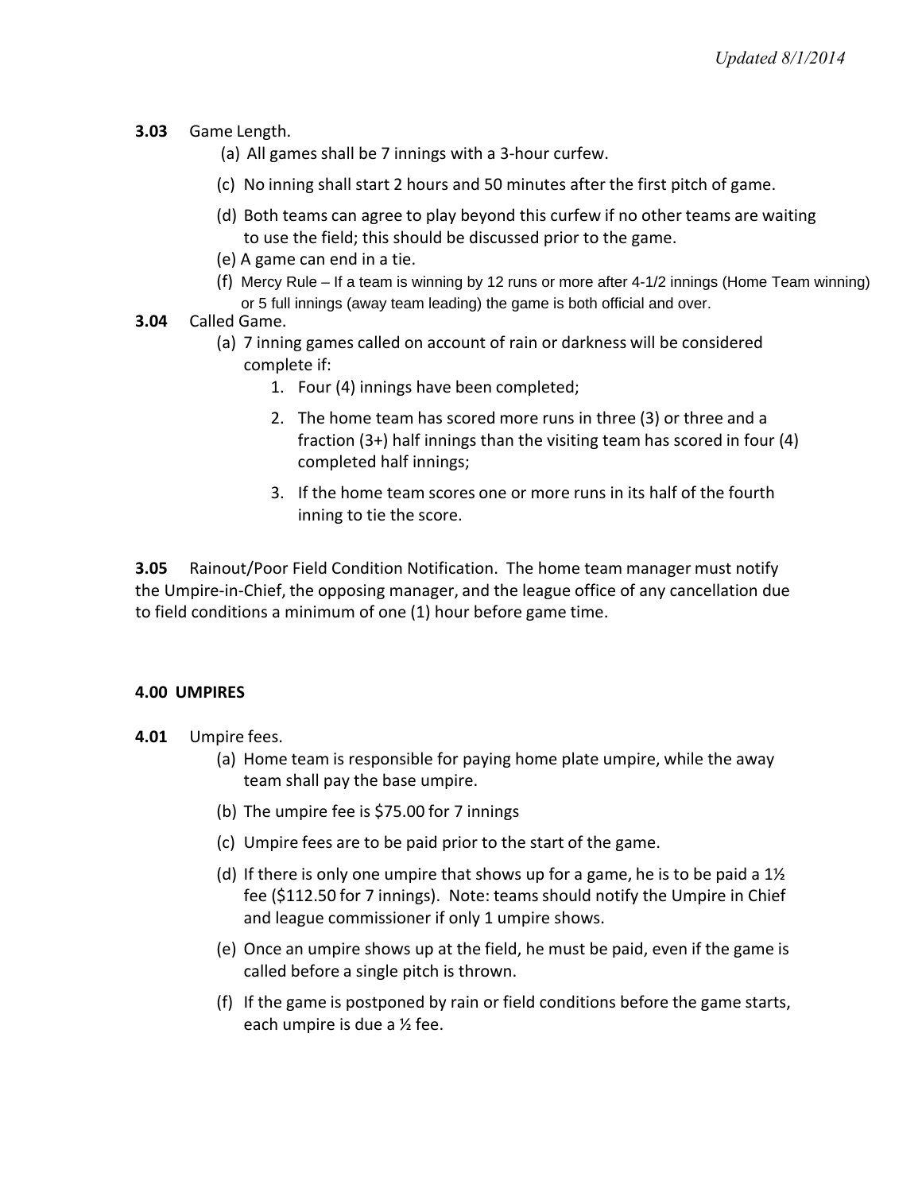**3.03** Game Length.

(a) All games shall be 7 innings with a 3-hour curfew.

(c) No inning shall start 2 hours and 50 minutes after the first pitch of game.

(d) Both teams can agree to play beyond this curfew if no other teams are waiting to use the field; this should be discussed prior to the game.

(e) A game can end in a tie.

(f) Mercy Rule – If a team is winning by 12 runs or more after 4-1/2 innings (Home Team winning) or 5 full innings (away team leading) the game is both official and over.

**3.04** Called Game.

(a) 7 inning games called on account of rain or darkness will be considered complete if:

1. Four (4) innings have been completed;
2. The home team has scored more runs in three (3) or three and a fraction (3+) half innings than the visiting team has scored in four (4) completed half innings;
3. If the home team scores one or more runs in its half of the fourth inning to tie the score.

**3.05** Rainout/Poor Field Condition Notification. The home team manager must notify the Umpire-in-Chief, the opposing manager, and the league office of any cancellation due to field conditions a minimum of one (1) hour before game time.

## 4.00 UMPIRES

**4.01** Umpire fees.

(a) Home team is responsible for paying home plate umpire, while the away team shall pay the base umpire.

(b) The umpire fee is $75.00 for 7 innings

(c) Umpire fees are to be paid prior to the start of the game.

(d) If there is only one umpire that shows up for a game, he is to be paid a 1½ fee ($112.50 for 7 innings). Note: teams should notify the Umpire in Chief and league commissioner if only 1 umpire shows.

(e) Once an umpire shows up at the field, he must be paid, even if the game is called before a single pitch is thrown.

(f) If the game is postponed by rain or field conditions before the game starts, each umpire is due a ½ fee.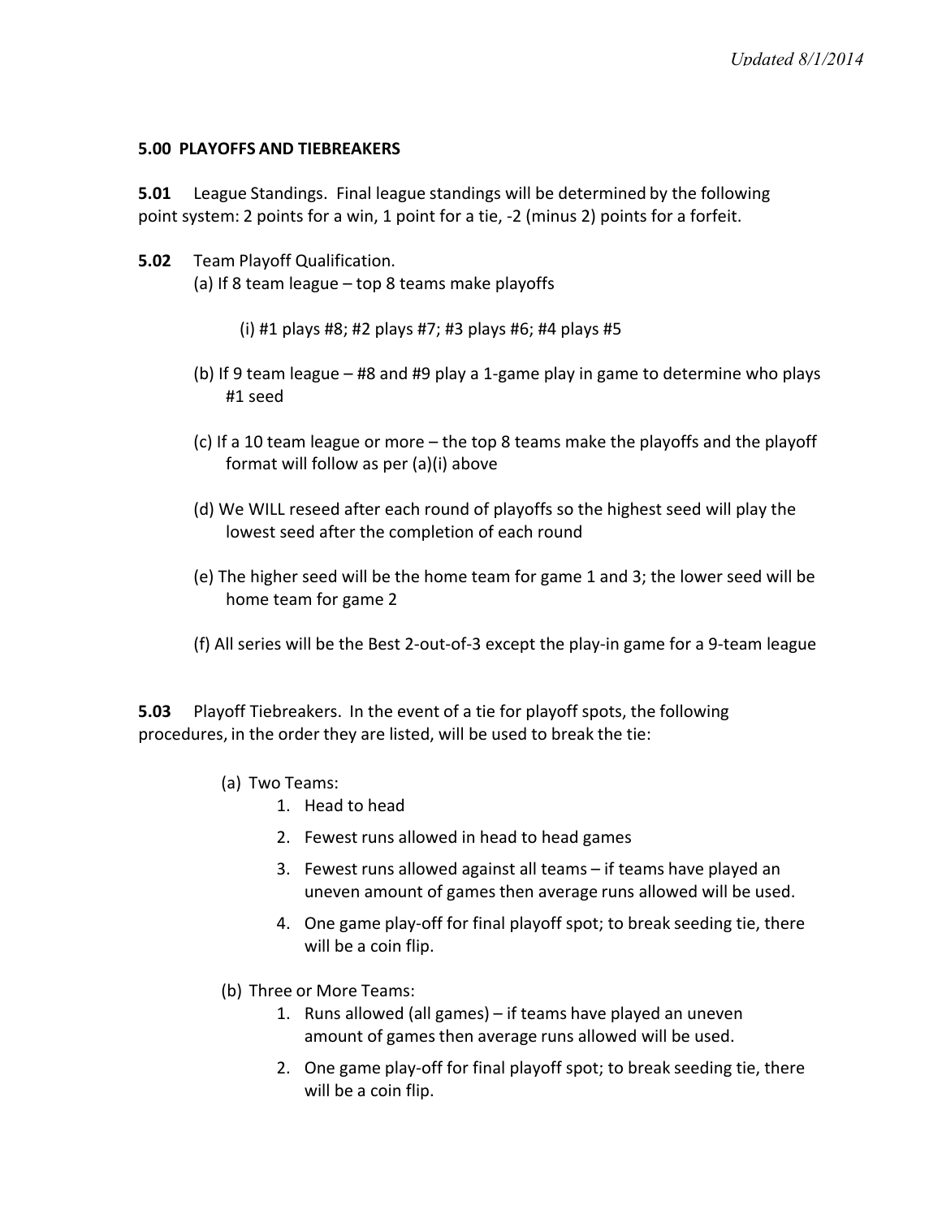### 5.00 PLAYOFFS AND TIEBREAKERS

**5.01** League Standings. Final league standings will be determined by the following point system: 2 points for a win, 1 point for a tie, -2 (minus 2) points for a forfeit.

**5.02** Team Playoff Qualification.

(a) If 8 team league – top 8 teams make playoffs

(i) #1 plays #8; #2 plays #7; #3 plays #6; #4 plays #5

(b) If 9 team league – #8 and #9 play a 1-game play in game to determine who plays #1 seed

(c) If a 10 team league or more – the top 8 teams make the playoffs and the playoff format will follow as per (a)(i) above

(d) We WILL reseed after each round of playoffs so the highest seed will play the lowest seed after the completion of each round

(e) The higher seed will be the home team for game 1 and 3; the lower seed will be home team for game 2

(f) All series will be the Best 2-out-of-3 except the play-in game for a 9-team league

**5.03** Playoff Tiebreakers. In the event of a tie for playoff spots, the following procedures, in the order they are listed, will be used to break the tie:

(a) Two Teams:

1. Head to head
2. Fewest runs allowed in head to head games
3. Fewest runs allowed against all teams – if teams have played an uneven amount of games then average runs allowed will be used.
4. One game play-off for final playoff spot; to break seeding tie, there will be a coin flip.

(b) Three or More Teams:

1. Runs allowed (all games) – if teams have played an uneven amount of games then average runs allowed will be used.
2. One game play-off for final playoff spot; to break seeding tie, there will be a coin flip.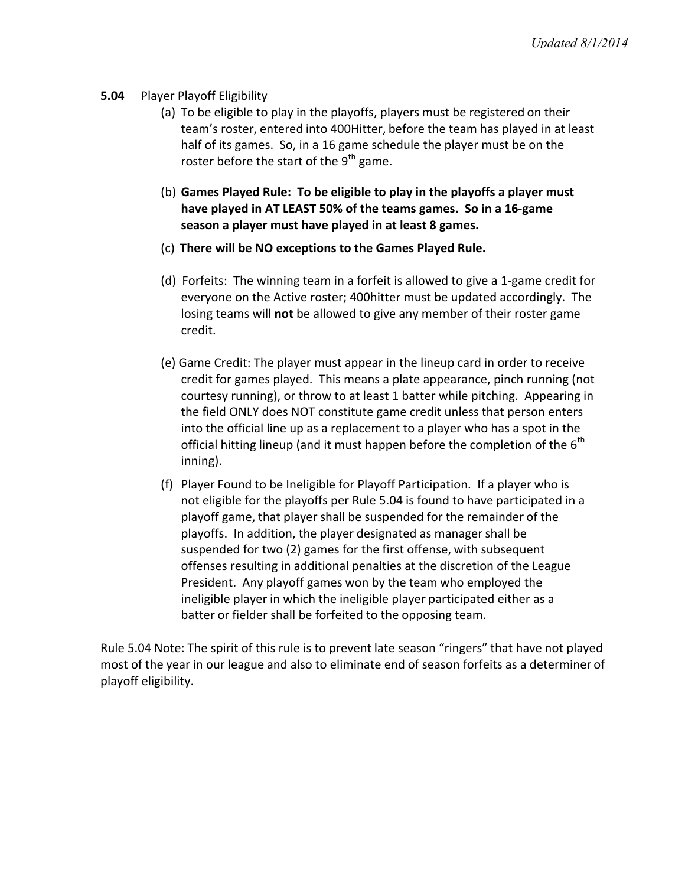**5.04** Player Playoff Eligibility

(a) To be eligible to play in the playoffs, players must be registered on their team's roster, entered into 400Hitter, before the team has played in at least half of its games. So, in a 16 game schedule the player must be on the roster before the start of the 9th game.

(b) **Games Played Rule: To be eligible to play in the playoffs a player must have played in AT LEAST 50% of the teams games. So in a 16-game season a player must have played in at least 8 games.**

(c) **There will be NO exceptions to the Games Played Rule.**

(d) Forfeits: The winning team in a forfeit is allowed to give a 1-game credit for everyone on the Active roster; 400hitter must be updated accordingly. The losing teams will **not** be allowed to give any member of their roster game credit.

(e) Game Credit: The player must appear in the lineup card in order to receive credit for games played. This means a plate appearance, pinch running (not courtesy running), or throw to at least 1 batter while pitching. Appearing in the field ONLY does NOT constitute game credit unless that person enters into the official line up as a replacement to a player who has a spot in the official hitting lineup (and it must happen before the completion of the 6th inning).

(f) Player Found to be Ineligible for Playoff Participation. If a player who is not eligible for the playoffs per Rule 5.04 is found to have participated in a playoff game, that player shall be suspended for the remainder of the playoffs. In addition, the player designated as manager shall be suspended for two (2) games for the first offense, with subsequent offenses resulting in additional penalties at the discretion of the League President. Any playoff games won by the team who employed the ineligible player in which the ineligible player participated either as a batter or fielder shall be forfeited to the opposing team.

Rule 5.04 Note: The spirit of this rule is to prevent late season "ringers" that have not played most of the year in our league and also to eliminate end of season forfeits as a determiner of playoff eligibility.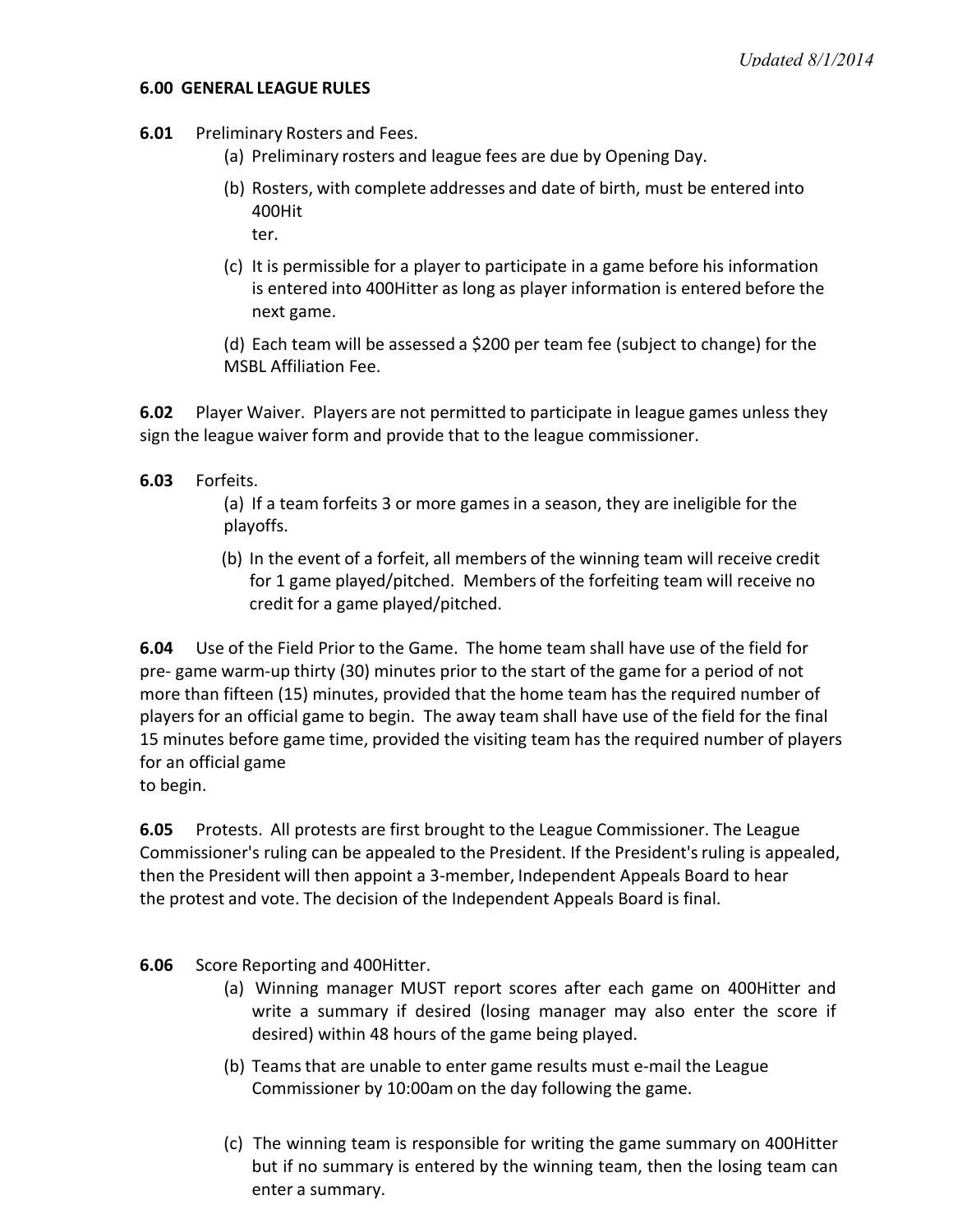*Updated 8/1/2014*

**6.00 GENERAL LEAGUE RULES**

**6.01** Preliminary Rosters and Fees.

(a) Preliminary rosters and league fees are due by Opening Day.

(b) Rosters, with complete addresses and date of birth, must be entered into 400Hit
ter.

(c) It is permissible for a player to participate in a game before his information is entered into 400Hitter as long as player information is entered before the next game.

(d) Each team will be assessed a $200 per team fee (subject to change) for the MSBL Affiliation Fee.

**6.02** Player Waiver. Players are not permitted to participate in league games unless they sign the league waiver form and provide that to the league commissioner.

**6.03** Forfeits.

(a) If a team forfeits 3 or more games in a season, they are ineligible for the playoffs.

(b) In the event of a forfeit, all members of the winning team will receive credit for 1 game played/pitched. Members of the forfeiting team will receive no credit for a game played/pitched.

**6.04** Use of the Field Prior to the Game. The home team shall have use of the field for pre- game warm-up thirty (30) minutes prior to the start of the game for a period of not more than fifteen (15) minutes, provided that the home team has the required number of players for an official game to begin. The away team shall have use of the field for the final 15 minutes before game time, provided the visiting team has the required number of players for an official game
to begin.

**6.05** Protests. All protests are first brought to the League Commissioner. The League Commissioner's ruling can be appealed to the President. If the President's ruling is appealed, then the President will then appoint a 3-member, Independent Appeals Board to hear the protest and vote. The decision of the Independent Appeals Board is final.

**6.06** Score Reporting and 400Hitter.

(a) Winning manager MUST report scores after each game on 400Hitter and write a summary if desired (losing manager may also enter the score if desired) within 48 hours of the game being played.

(b) Teams that are unable to enter game results must e-mail the League Commissioner by 10:00am on the day following the game.

(c) The winning team is responsible for writing the game summary on 400Hitter but if no summary is entered by the winning team, then the losing team can enter a summary.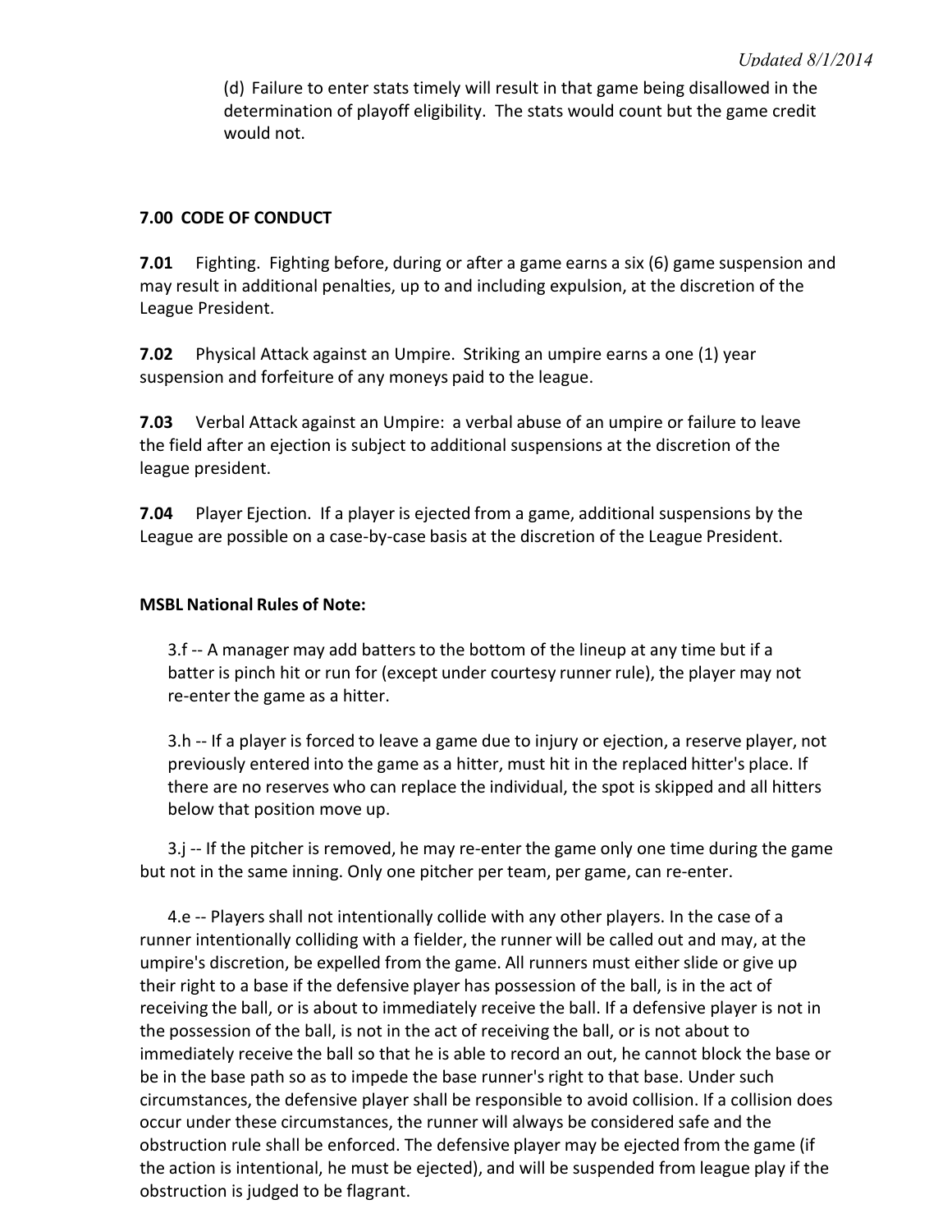(d) Failure to enter stats timely will result in that game being disallowed in the determination of playoff eligibility. The stats would count but the game credit would not.

## 7.00 CODE OF CONDUCT

**7.01** Fighting. Fighting before, during or after a game earns a six (6) game suspension and may result in additional penalties, up to and including expulsion, at the discretion of the League President.

**7.02** Physical Attack against an Umpire. Striking an umpire earns a one (1) year suspension and forfeiture of any moneys paid to the league.

**7.03** Verbal Attack against an Umpire: a verbal abuse of an umpire or failure to leave the field after an ejection is subject to additional suspensions at the discretion of the league president.

**7.04** Player Ejection. If a player is ejected from a game, additional suspensions by the League are possible on a case-by-case basis at the discretion of the League President.

**MSBL National Rules of Note:**

3.f -- A manager may add batters to the bottom of the lineup at any time but if a batter is pinch hit or run for (except under courtesy runner rule), the player may not re-enter the game as a hitter.

3.h -- If a player is forced to leave a game due to injury or ejection, a reserve player, not previously entered into the game as a hitter, must hit in the replaced hitter's place. If there are no reserves who can replace the individual, the spot is skipped and all hitters below that position move up.

3.j -- If the pitcher is removed, he may re-enter the game only one time during the game but not in the same inning. Only one pitcher per team, per game, can re-enter.

4.e -- Players shall not intentionally collide with any other players. In the case of a runner intentionally colliding with a fielder, the runner will be called out and may, at the umpire's discretion, be expelled from the game. All runners must either slide or give up their right to a base if the defensive player has possession of the ball, is in the act of receiving the ball, or is about to immediately receive the ball. If a defensive player is not in the possession of the ball, is not in the act of receiving the ball, or is not about to immediately receive the ball so that he is able to record an out, he cannot block the base or be in the base path so as to impede the base runner's right to that base. Under such circumstances, the defensive player shall be responsible to avoid collision. If a collision does occur under these circumstances, the runner will always be considered safe and the obstruction rule shall be enforced. The defensive player may be ejected from the game (if the action is intentional, he must be ejected), and will be suspended from league play if the obstruction is judged to be flagrant.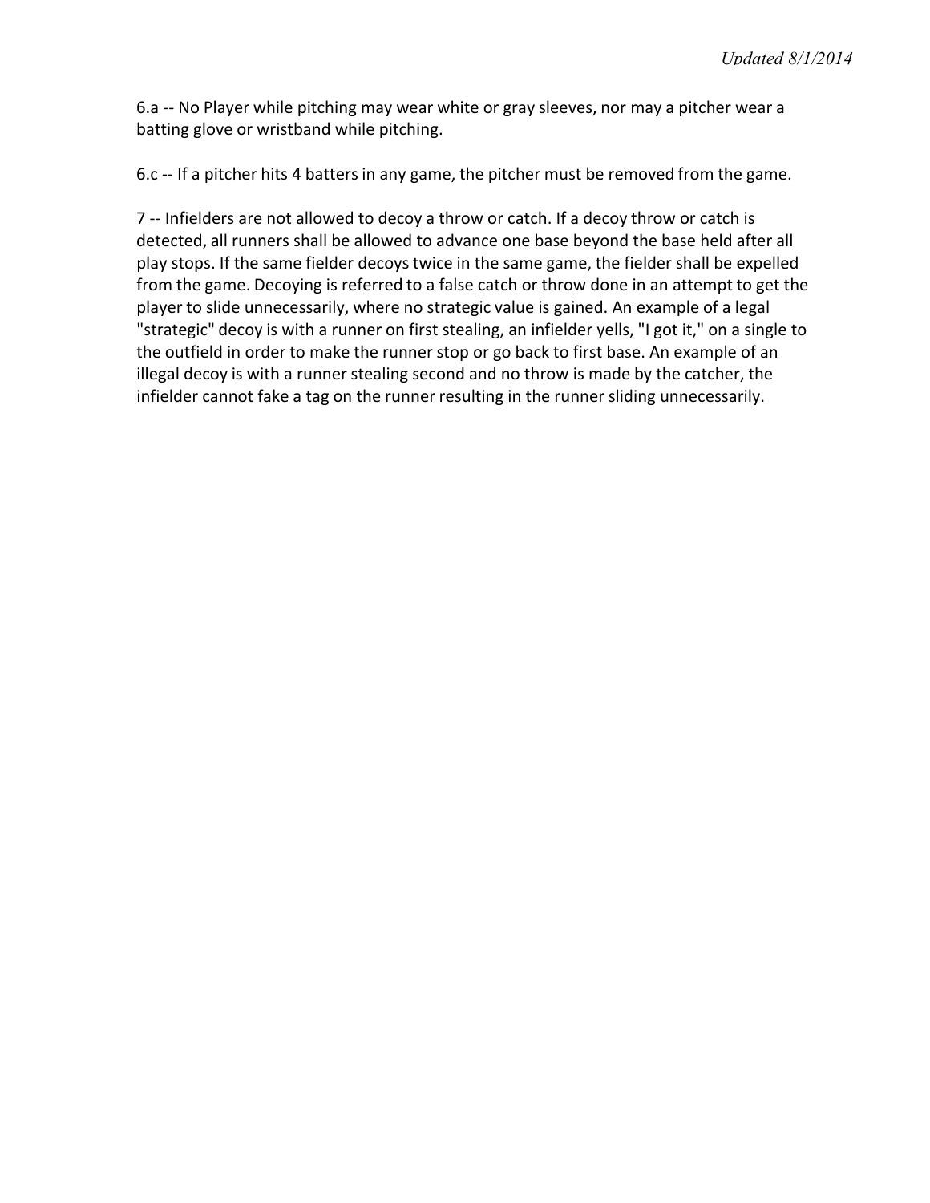6.a -- No Player while pitching may wear white or gray sleeves, nor may a pitcher wear a batting glove or wristband while pitching.

6.c -- If a pitcher hits 4 batters in any game, the pitcher must be removed from the game.

7 -- Infielders are not allowed to decoy a throw or catch. If a decoy throw or catch is detected, all runners shall be allowed to advance one base beyond the base held after all play stops. If the same fielder decoys twice in the same game, the fielder shall be expelled from the game. Decoying is referred to a false catch or throw done in an attempt to get the player to slide unnecessarily, where no strategic value is gained. An example of a legal "strategic" decoy is with a runner on first stealing, an infielder yells, "I got it," on a single to the outfield in order to make the runner stop or go back to first base. An example of an illegal decoy is with a runner stealing second and no throw is made by the catcher, the infielder cannot fake a tag on the runner resulting in the runner sliding unnecessarily.